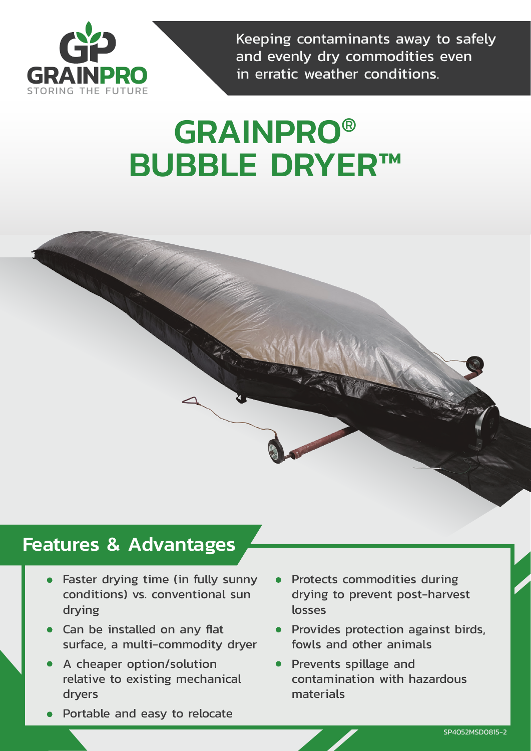GRAINPRO

STORING THE FUTURE

Keeping contaminants away to safely and evenly dry commodities even in erratic weather conditions.

# GRAINPRO® BUBBLE DRYER™

## Features & Advantages

- Faster drying time (in fully sunny conditions) vs. conventional sun drying
- Can be installed on any flat surface, a multi-commodity dryer
- A cheaper option/solution relative to existing mechanical dryers
- Portable and easy to relocate
- Protects commodities during drying to prevent post-harvest losses
- Provides protection against birds, fowls and other animals
- Prevents spillage and contamination with hazardous materials

SP4052MSD0815-2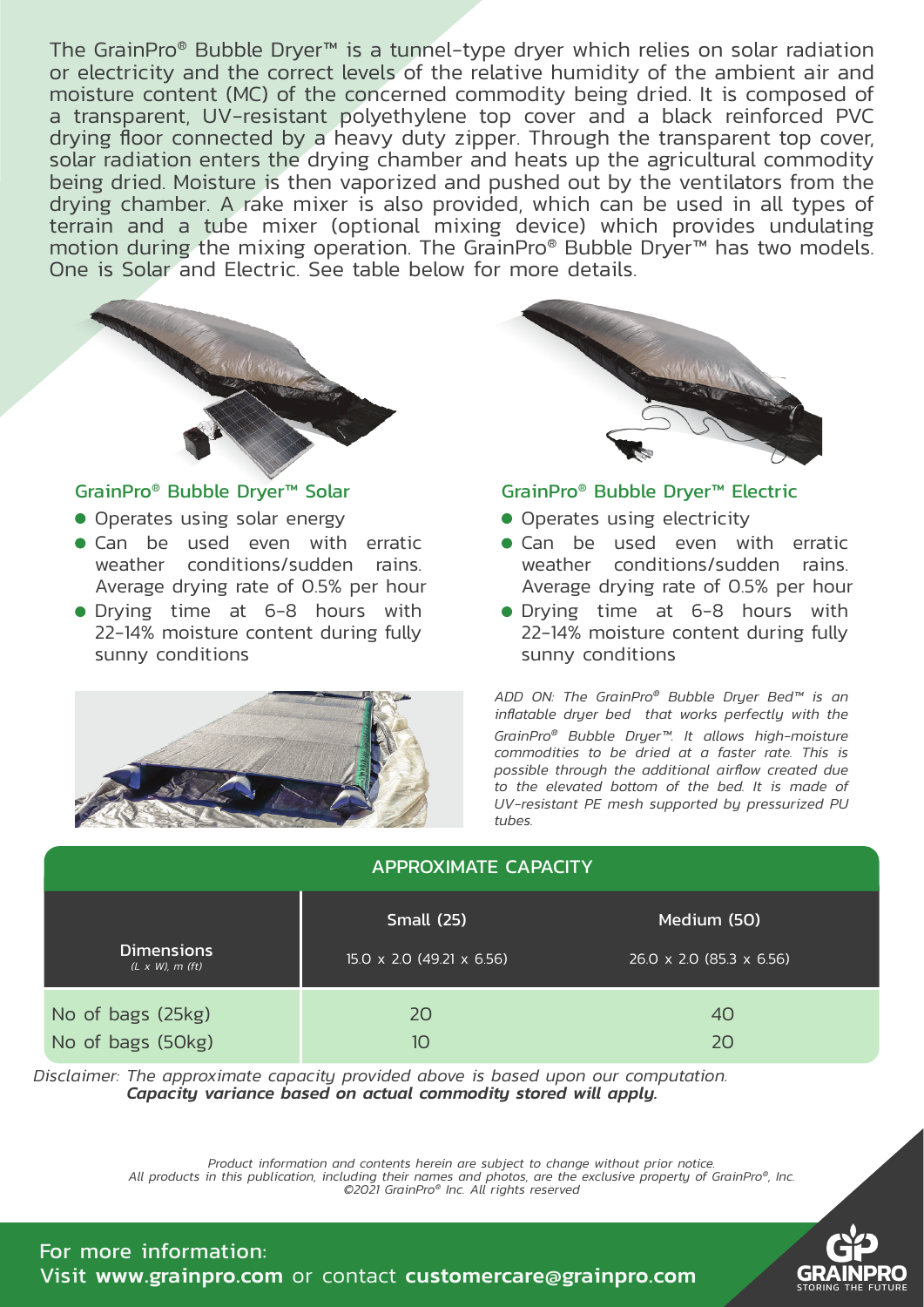The GrainPro® Bubble Dryer™ is a tunnel-type dryer which relies on solar radiation or electricity and the correct levels of the relative humidity of the ambient air and moisture content (MC) of the concerned commodity being dried. It is composed of a transparent, UV-resistant polyethylene top cover and a black reinforced PVC drying floor connected by a heavy duty zipper. Through the transparent top cover, solar radiation enters the drying chamber and heats up the agricultural commodity being dried. Moisture is then vaporized and pushed out by the ventilators from the drying chamber. A rake mixer is also provided, which can be used in all types of terrain and a tube mixer (optional mixing device) which provides undulating motion during the mixing operation. The GrainPro® Bubble Dryer™ has two models. One is Solar and Electric. See table below for more details.

### GrainPro® Bubble Dryer™ Solar

- Operates using solar energy
- Can be used even with erratic weather conditions/sudden rains. Average drying rate of 0.5% per hour
- Drying time at 6-8 hours with 22-14% moisture content during fully sunny conditions

### GrainPro® Bubble Dryer™ Electric

- Operates using electricity
- Can be used even with erratic weather conditions/sudden rains. Average drying rate of 0.5% per hour
- Drying time at 6-8 hours with 22-14% moisture content during fully sunny conditions

*ADD ON: The GrainPro® Bubble Dryer Bed™ is an inflatable dryer bed that works perfectly with the GrainPro® Bubble Dryer™. It allows high-moisture commodities to be dried at a faster rate. This is possible through the additional airflow created due to the elevated bottom of the bed. It is made of UV-resistant PE mesh supported by pressurized PU tubes.*

## APPROXIMATE CAPACITY

| Dimensions (L x W), m (ft) | Small (25) 15.0 x 2.0 (49.21 x 6.56) | Medium (50) 26.0 x 2.0 (85.3 x 6.56) |
|---|---|---|
| No of bags (25kg) | 20 | 40 |
| No of bags (50kg) | 10 | 20 |

*Disclaimer: The approximate capacity provided above is based upon our computation.* ***Capacity variance based on actual commodity stored will apply.***

*Product information and contents herein are subject to change without prior notice.*
*All products in this publication, including their names and photos, are the exclusive property of GrainPro®, Inc.*
*©2021 GrainPro® Inc. All rights reserved*

For more information:
Visit **www.grainpro.com** or contact **customercare@grainpro.com**

GRAINPRO
STORING THE FUTURE